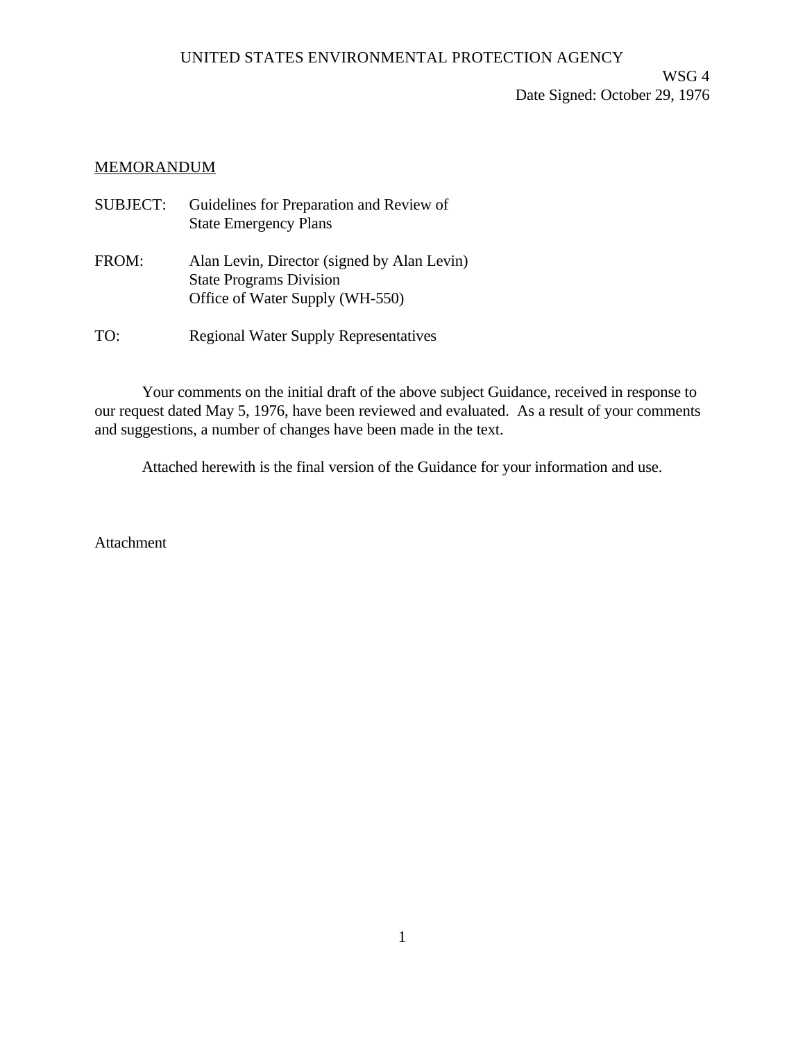UNITED STATES ENVIRONMENTAL PROTECTION AGENCY

WSG 4
Date Signed: October 29, 1976

MEMORANDUM

SUBJECT: Guidelines for Preparation and Review of State Emergency Plans

FROM: Alan Levin, Director (signed by Alan Levin)
State Programs Division
Office of Water Supply (WH-550)

TO: Regional Water Supply Representatives

Your comments on the initial draft of the above subject Guidance, received in response to our request dated May 5, 1976, have been reviewed and evaluated. As a result of your comments and suggestions, a number of changes have been made in the text.

Attached herewith is the final version of the Guidance for your information and use.

Attachment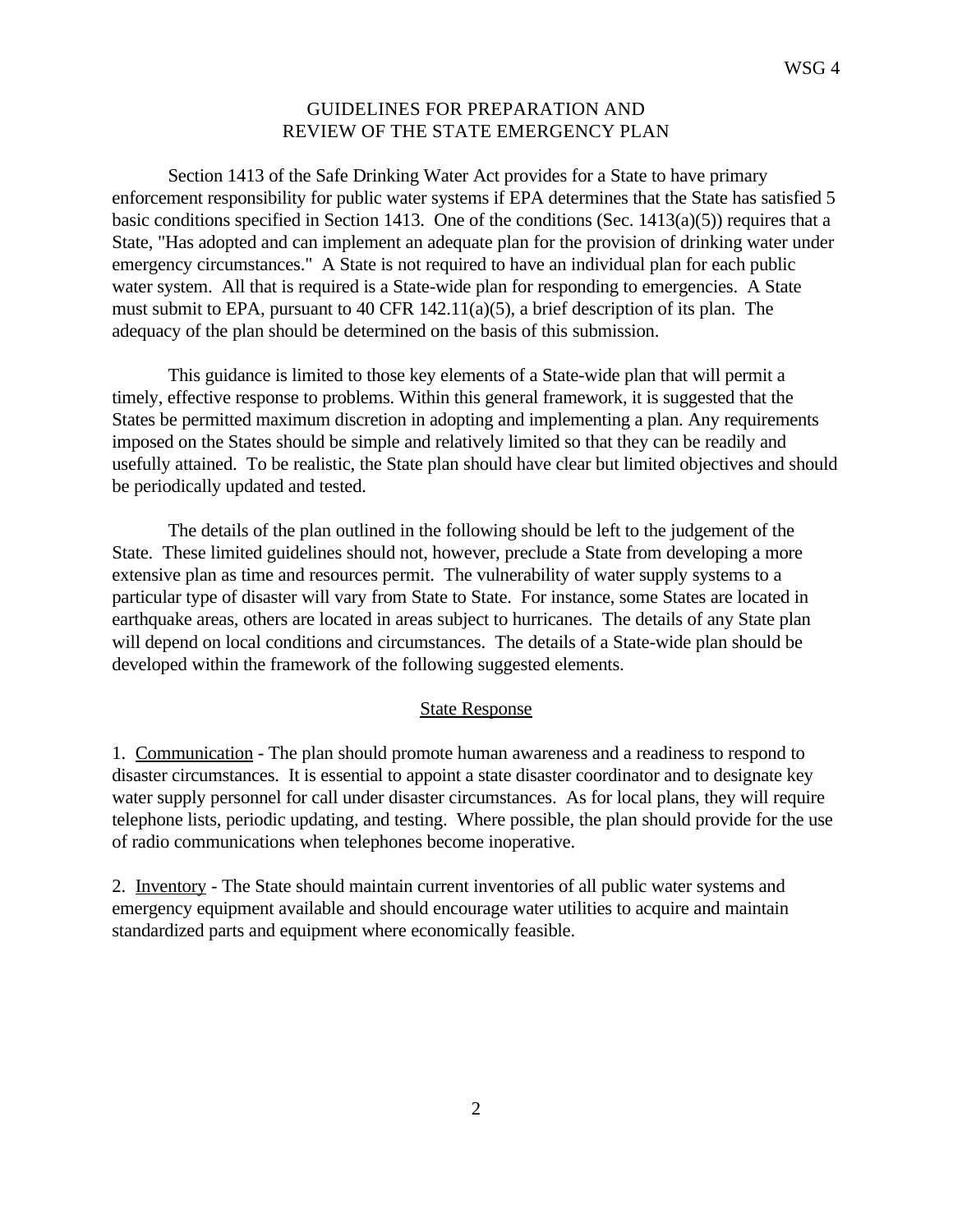# GUIDELINES FOR PREPARATION AND REVIEW OF THE STATE EMERGENCY PLAN

Section 1413 of the Safe Drinking Water Act provides for a State to have primary enforcement responsibility for public water systems if EPA determines that the State has satisfied 5 basic conditions specified in Section 1413. One of the conditions (Sec. 1413(a)(5)) requires that a State, "Has adopted and can implement an adequate plan for the provision of drinking water under emergency circumstances." A State is not required to have an individual plan for each public water system. All that is required is a State-wide plan for responding to emergencies. A State must submit to EPA, pursuant to 40 CFR 142.11(a)(5), a brief description of its plan. The adequacy of the plan should be determined on the basis of this submission.

This guidance is limited to those key elements of a State-wide plan that will permit a timely, effective response to problems. Within this general framework, it is suggested that the States be permitted maximum discretion in adopting and implementing a plan. Any requirements imposed on the States should be simple and relatively limited so that they can be readily and usefully attained. To be realistic, the State plan should have clear but limited objectives and should be periodically updated and tested.

The details of the plan outlined in the following should be left to the judgement of the State. These limited guidelines should not, however, preclude a State from developing a more extensive plan as time and resources permit. The vulnerability of water supply systems to a particular type of disaster will vary from State to State. For instance, some States are located in earthquake areas, others are located in areas subject to hurricanes. The details of any State plan will depend on local conditions and circumstances. The details of a State-wide plan should be developed within the framework of the following suggested elements.

## State Response

1. Communication - The plan should promote human awareness and a readiness to respond to disaster circumstances. It is essential to appoint a state disaster coordinator and to designate key water supply personnel for call under disaster circumstances. As for local plans, they will require telephone lists, periodic updating, and testing. Where possible, the plan should provide for the use of radio communications when telephones become inoperative.

2. Inventory - The State should maintain current inventories of all public water systems and emergency equipment available and should encourage water utilities to acquire and maintain standardized parts and equipment where economically feasible.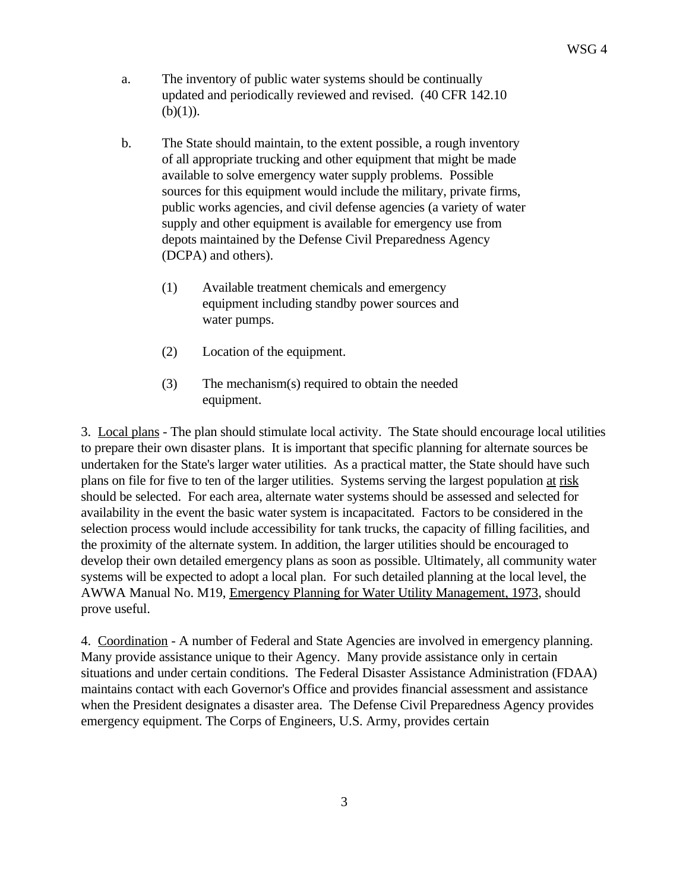a. The inventory of public water systems should be continually updated and periodically reviewed and revised. (40 CFR 142.10 (b)(1)).

b. The State should maintain, to the extent possible, a rough inventory of all appropriate trucking and other equipment that might be made available to solve emergency water supply problems. Possible sources for this equipment would include the military, private firms, public works agencies, and civil defense agencies (a variety of water supply and other equipment is available for emergency use from depots maintained by the Defense Civil Preparedness Agency (DCPA) and others).

   (1) Available treatment chemicals and emergency equipment including standby power sources and water pumps.

   (2) Location of the equipment.

   (3) The mechanism(s) required to obtain the needed equipment.

3. Local plans - The plan should stimulate local activity. The State should encourage local utilities to prepare their own disaster plans. It is important that specific planning for alternate sources be undertaken for the State's larger water utilities. As a practical matter, the State should have such plans on file for five to ten of the larger utilities. Systems serving the largest population at risk should be selected. For each area, alternate water systems should be assessed and selected for availability in the event the basic water system is incapacitated. Factors to be considered in the selection process would include accessibility for tank trucks, the capacity of filling facilities, and the proximity of the alternate system. In addition, the larger utilities should be encouraged to develop their own detailed emergency plans as soon as possible. Ultimately, all community water systems will be expected to adopt a local plan. For such detailed planning at the local level, the AWWA Manual No. M19, Emergency Planning for Water Utility Management, 1973, should prove useful.

4. Coordination - A number of Federal and State Agencies are involved in emergency planning. Many provide assistance unique to their Agency. Many provide assistance only in certain situations and under certain conditions. The Federal Disaster Assistance Administration (FDAA) maintains contact with each Governor's Office and provides financial assessment and assistance when the President designates a disaster area. The Defense Civil Preparedness Agency provides emergency equipment. The Corps of Engineers, U.S. Army, provides certain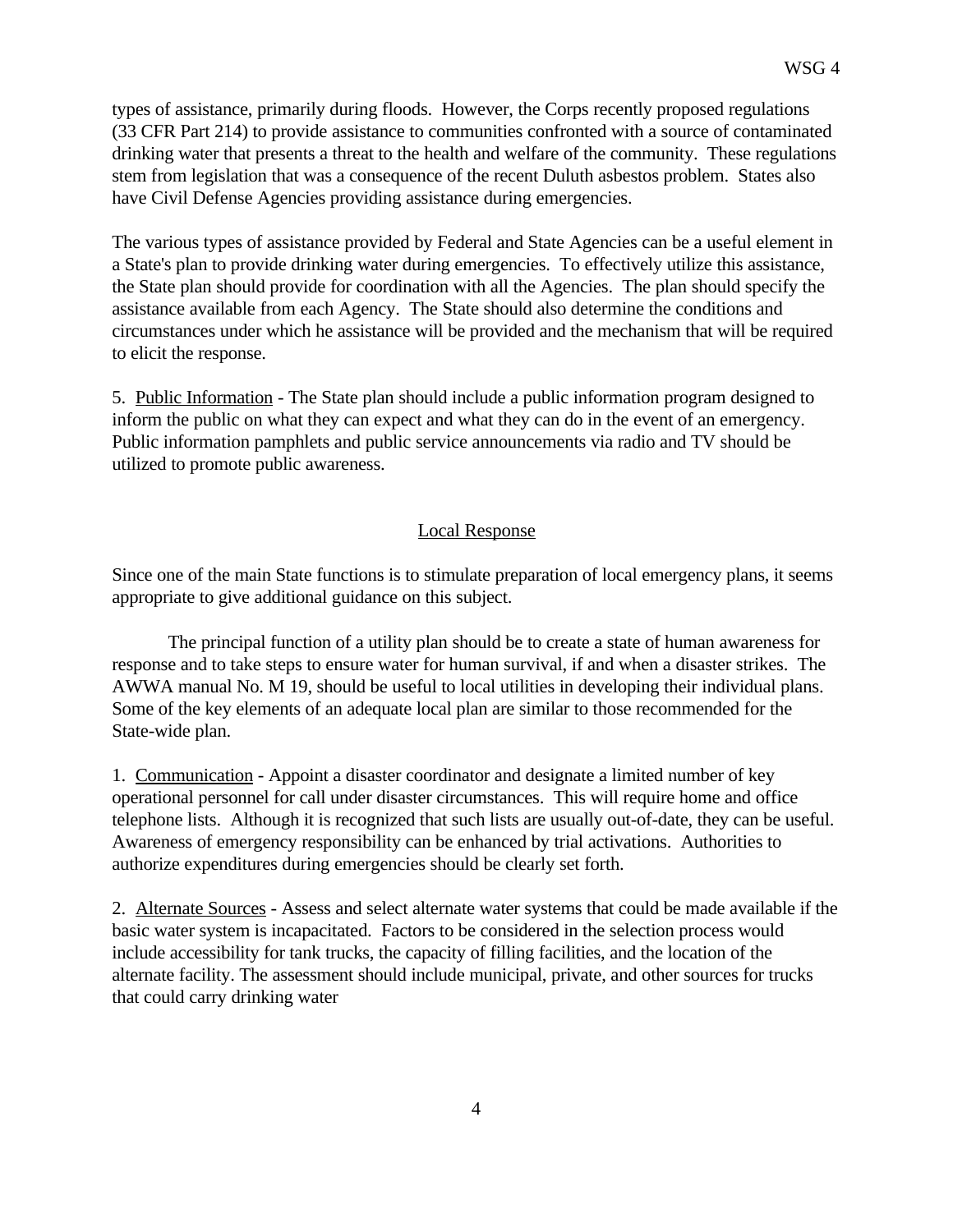types of assistance, primarily during floods. However, the Corps recently proposed regulations (33 CFR Part 214) to provide assistance to communities confronted with a source of contaminated drinking water that presents a threat to the health and welfare of the community. These regulations stem from legislation that was a consequence of the recent Duluth asbestos problem. States also have Civil Defense Agencies providing assistance during emergencies.

The various types of assistance provided by Federal and State Agencies can be a useful element in a State's plan to provide drinking water during emergencies. To effectively utilize this assistance, the State plan should provide for coordination with all the Agencies. The plan should specify the assistance available from each Agency. The State should also determine the conditions and circumstances under which he assistance will be provided and the mechanism that will be required to elicit the response.

5. Public Information - The State plan should include a public information program designed to inform the public on what they can expect and what they can do in the event of an emergency. Public information pamphlets and public service announcements via radio and TV should be utilized to promote public awareness.

## Local Response

Since one of the main State functions is to stimulate preparation of local emergency plans, it seems appropriate to give additional guidance on this subject.

The principal function of a utility plan should be to create a state of human awareness for response and to take steps to ensure water for human survival, if and when a disaster strikes. The AWWA manual No. M 19, should be useful to local utilities in developing their individual plans. Some of the key elements of an adequate local plan are similar to those recommended for the State-wide plan.

1. Communication - Appoint a disaster coordinator and designate a limited number of key operational personnel for call under disaster circumstances. This will require home and office telephone lists. Although it is recognized that such lists are usually out-of-date, they can be useful. Awareness of emergency responsibility can be enhanced by trial activations. Authorities to authorize expenditures during emergencies should be clearly set forth.

2. Alternate Sources - Assess and select alternate water systems that could be made available if the basic water system is incapacitated. Factors to be considered in the selection process would include accessibility for tank trucks, the capacity of filling facilities, and the location of the alternate facility. The assessment should include municipal, private, and other sources for trucks that could carry drinking water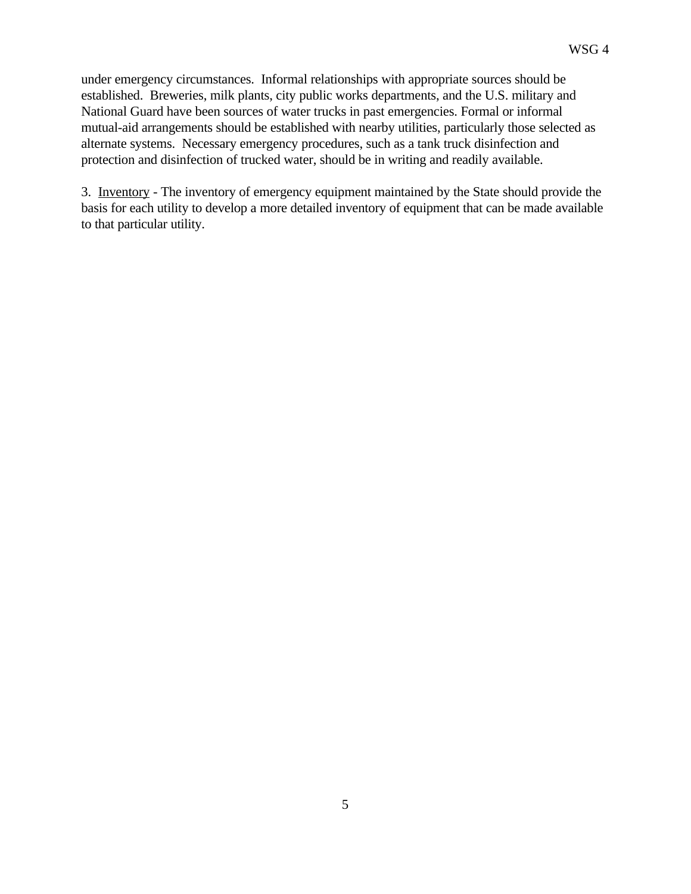under emergency circumstances. Informal relationships with appropriate sources should be established. Breweries, milk plants, city public works departments, and the U.S. military and National Guard have been sources of water trucks in past emergencies. Formal or informal mutual-aid arrangements should be established with nearby utilities, particularly those selected as alternate systems. Necessary emergency procedures, such as a tank truck disinfection and protection and disinfection of trucked water, should be in writing and readily available.

3. <u>Inventory</u> - The inventory of emergency equipment maintained by the State should provide the basis for each utility to develop a more detailed inventory of equipment that can be made available to that particular utility.